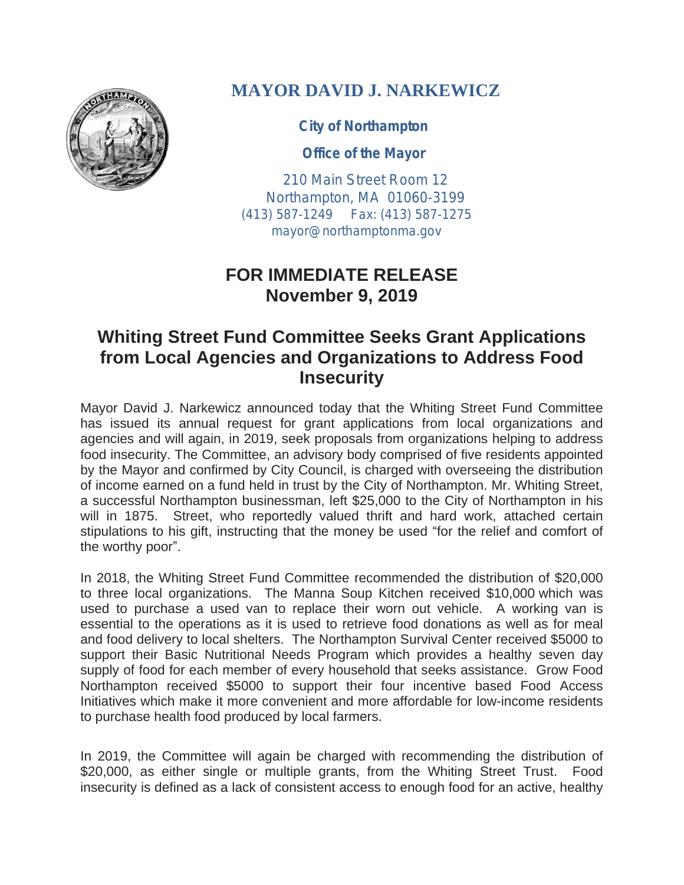# MAYOR DAVID J. NARKEWICZ

**City of Northampton**

**Office of the Mayor**

210 Main Street Room 12
Northampton, MA 01060-3199
(413) 587-1249 Fax: (413) 587-1275
mayor@northamptonma.gov

## FOR IMMEDIATE RELEASE
## November 9, 2019

## Whiting Street Fund Committee Seeks Grant Applications from Local Agencies and Organizations to Address Food Insecurity

Mayor David J. Narkewicz announced today that the Whiting Street Fund Committee has issued its annual request for grant applications from local organizations and agencies and will again, in 2019, seek proposals from organizations helping to address food insecurity. The Committee, an advisory body comprised of five residents appointed by the Mayor and confirmed by City Council, is charged with overseeing the distribution of income earned on a fund held in trust by the City of Northampton. Mr. Whiting Street, a successful Northampton businessman, left $25,000 to the City of Northampton in his will in 1875. Street, who reportedly valued thrift and hard work, attached certain stipulations to his gift, instructing that the money be used "for the relief and comfort of the worthy poor".

In 2018, the Whiting Street Fund Committee recommended the distribution of $20,000 to three local organizations. The Manna Soup Kitchen received $10,000 which was used to purchase a used van to replace their worn out vehicle. A working van is essential to the operations as it is used to retrieve food donations as well as for meal and food delivery to local shelters. The Northampton Survival Center received $5000 to support their Basic Nutritional Needs Program which provides a healthy seven day supply of food for each member of every household that seeks assistance. Grow Food Northampton received $5000 to support their four incentive based Food Access Initiatives which make it more convenient and more affordable for low-income residents to purchase health food produced by local farmers.

In 2019, the Committee will again be charged with recommending the distribution of $20,000, as either single or multiple grants, from the Whiting Street Trust. Food insecurity is defined as a lack of consistent access to enough food for an active, healthy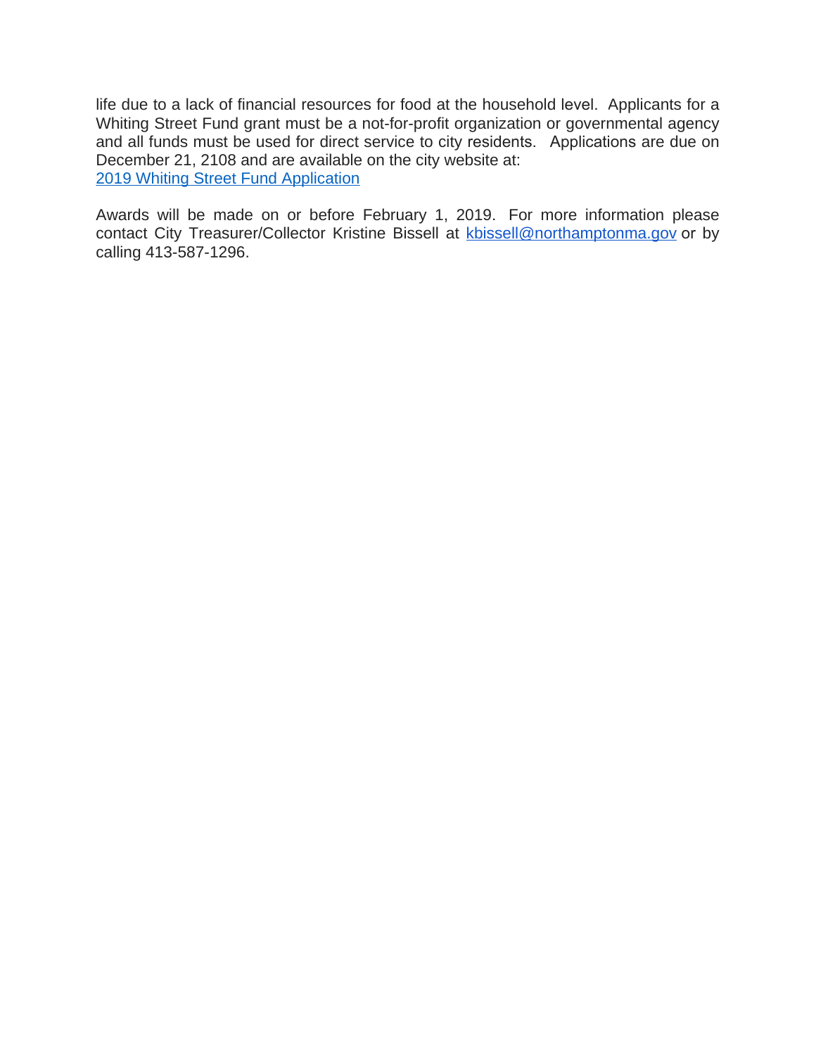life due to a lack of financial resources for food at the household level. Applicants for a Whiting Street Fund grant must be a not-for-profit organization or governmental agency and all funds must be used for direct service to city residents. Applications are due on December 21, 2108 and are available on the city website at:
2019 Whiting Street Fund Application

Awards will be made on or before February 1, 2019. For more information please contact City Treasurer/Collector Kristine Bissell at kbissell@northamptonma.gov or by calling 413-587-1296.